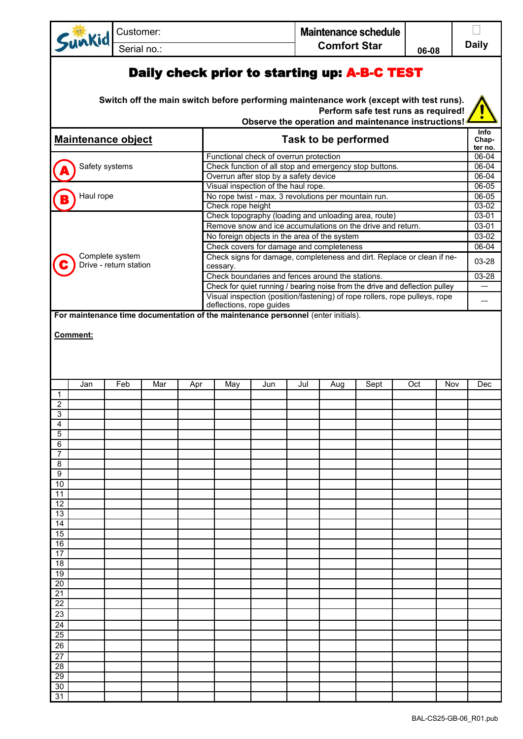| Sunkid | Customer: | Maintenance schedule Comfort Star | 06-08 | Daily |
|---|---|---|---|---|
| | Serial no.: | | | |

# Daily check prior to starting up: A-B-C TEST

**Switch off the main switch before performing maintenance work (except with test runs).**
**Perform safe test runs as required!**
**Observe the operation and maintenance instructions!**

| Maintenance object | Task to be performed | Info Chapter no. |
|---|---|---|
| A Safety systems | Functional check of overrun protection | 06-04 |
| | Check function of all stop and emergency stop buttons. | 06-04 |
| | Overrun after stop by a safety device | 06-04 |
| B Haul rope | Visual inspection of the haul rope. | 06-05 |
| | No rope twist - max. 3 revolutions per mountain run. | 06-05 |
| | Check rope height | 03-02 |
| C Complete system Drive - return station | Check topography (loading and unloading area, route) | 03-01 |
| | Remove snow and ice accumulations on the drive and return. | 03-01 |
| | No foreign objects in the area of the system | 03-02 |
| | Check covers for damage and completeness | 06-04 |
| | Check signs for damage, completeness and dirt. Replace or clean if necessary. | 03-28 |
| | Check boundaries and fences around the stations. | 03-28 |
| | Check for quiet running / bearing noise from the drive and deflection pulley | --- |
| | Visual inspection (position/fastening) of rope rollers, rope pulleys, rope deflections, rope guides | --- |

**For maintenance time documentation of the maintenance personnel** (enter initials).

**Comment:**

| | Jan | Feb | Mar | Apr | May | Jun | Jul | Aug | Sept | Oct | Nov | Dec |
|---|---|---|---|---|---|---|---|---|---|---|---|---|
| 1 | | | | | | | | | | | | |
| 2 | | | | | | | | | | | | |
| 3 | | | | | | | | | | | | |
| 4 | | | | | | | | | | | | |
| 5 | | | | | | | | | | | | |
| 6 | | | | | | | | | | | | |
| 7 | | | | | | | | | | | | |
| 8 | | | | | | | | | | | | |
| 9 | | | | | | | | | | | | |
| 10 | | | | | | | | | | | | |
| 11 | | | | | | | | | | | | |
| 12 | | | | | | | | | | | | |
| 13 | | | | | | | | | | | | |
| 14 | | | | | | | | | | | | |
| 15 | | | | | | | | | | | | |
| 16 | | | | | | | | | | | | |
| 17 | | | | | | | | | | | | |
| 18 | | | | | | | | | | | | |
| 19 | | | | | | | | | | | | |
| 20 | | | | | | | | | | | | |
| 21 | | | | | | | | | | | | |
| 22 | | | | | | | | | | | | |
| 23 | | | | | | | | | | | | |
| 24 | | | | | | | | | | | | |
| 25 | | | | | | | | | | | | |
| 26 | | | | | | | | | | | | |
| 27 | | | | | | | | | | | | |
| 28 | | | | | | | | | | | | |
| 29 | | | | | | | | | | | | |
| 30 | | | | | | | | | | | | |
| 31 | | | | | | | | | | | | |

BAL-CS25-GB-06_R01.pub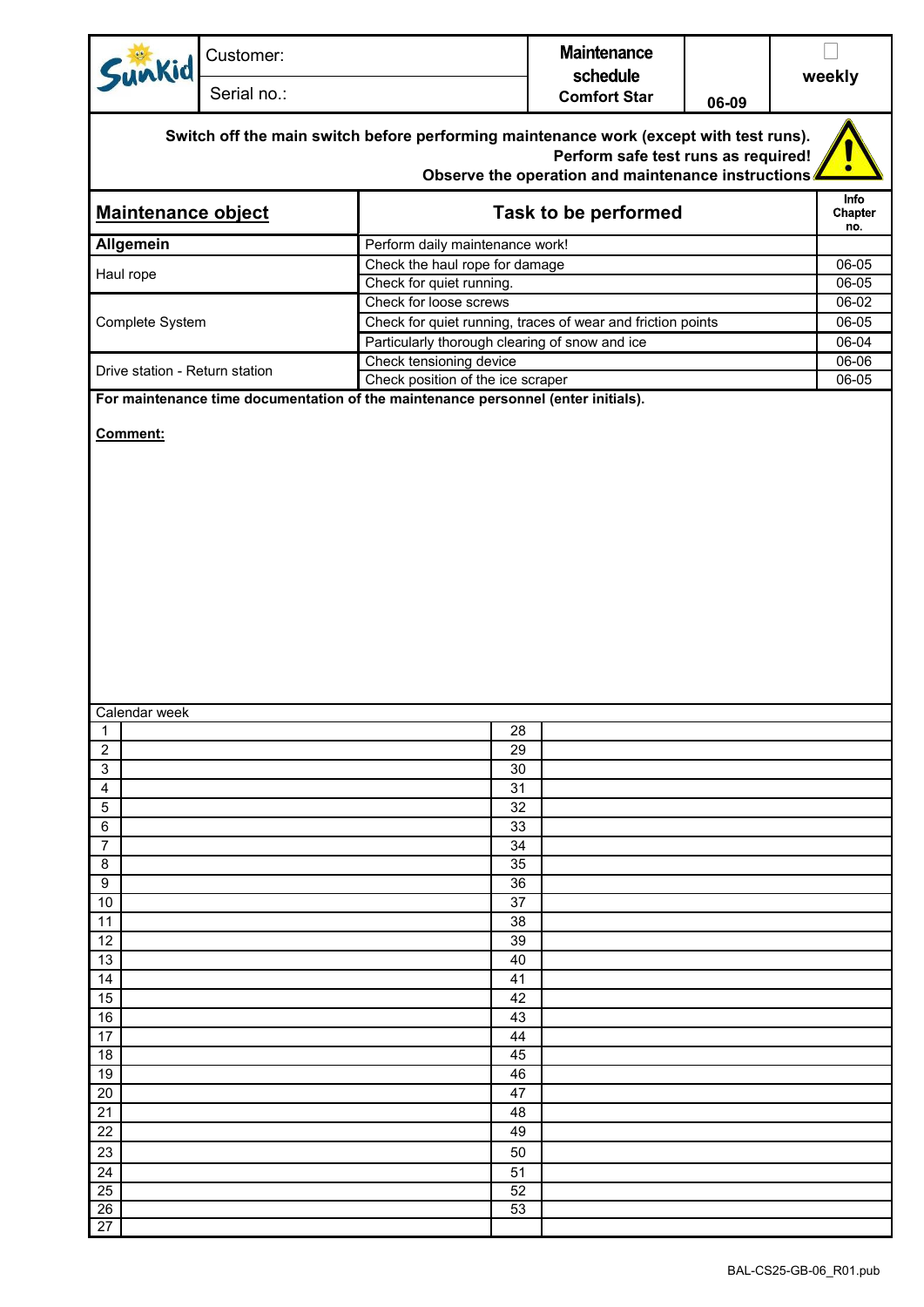| Sunkid | Customer: | Maintenance schedule Comfort Star | | ☐ weekly |
|---|---|---|---|---|
| | Serial no.: | | 06-09 | |

**Switch off the main switch before performing maintenance work (except with test runs).**
**Perform safe test runs as required!**
**Observe the operation and maintenance instructions**

| Maintenance object | Task to be performed | Info Chapter no. |
|---|---|---|
| **Allgemein** | Perform daily maintenance work! | |
| Haul rope | Check the haul rope for damage | 06-05 |
| | Check for quiet running. | 06-05 |
| Complete System | Check for loose screws | 06-02 |
| | Check for quiet running, traces of wear and friction points | 06-05 |
| | Particularly thorough clearing of snow and ice | 06-04 |
| Drive station - Return station | Check tensioning device | 06-06 |
| | Check position of the ice scraper | 06-05 |

**For maintenance time documentation of the maintenance personnel (enter initials).**

**Comment:**

Calendar week

| | | | |
|---|---|---|---|
| 1 | | 28 | |
| 2 | | 29 | |
| 3 | | 30 | |
| 4 | | 31 | |
| 5 | | 32 | |
| 6 | | 33 | |
| 7 | | 34 | |
| 8 | | 35 | |
| 9 | | 36 | |
| 10 | | 37 | |
| 11 | | 38 | |
| 12 | | 39 | |
| 13 | | 40 | |
| 14 | | 41 | |
| 15 | | 42 | |
| 16 | | 43 | |
| 17 | | 44 | |
| 18 | | 45 | |
| 19 | | 46 | |
| 20 | | 47 | |
| 21 | | 48 | |
| 22 | | 49 | |
| 23 | | 50 | |
| 24 | | 51 | |
| 25 | | 52 | |
| 26 | | 53 | |
| 27 | | | |

BAL-CS25-GB-06_R01.pub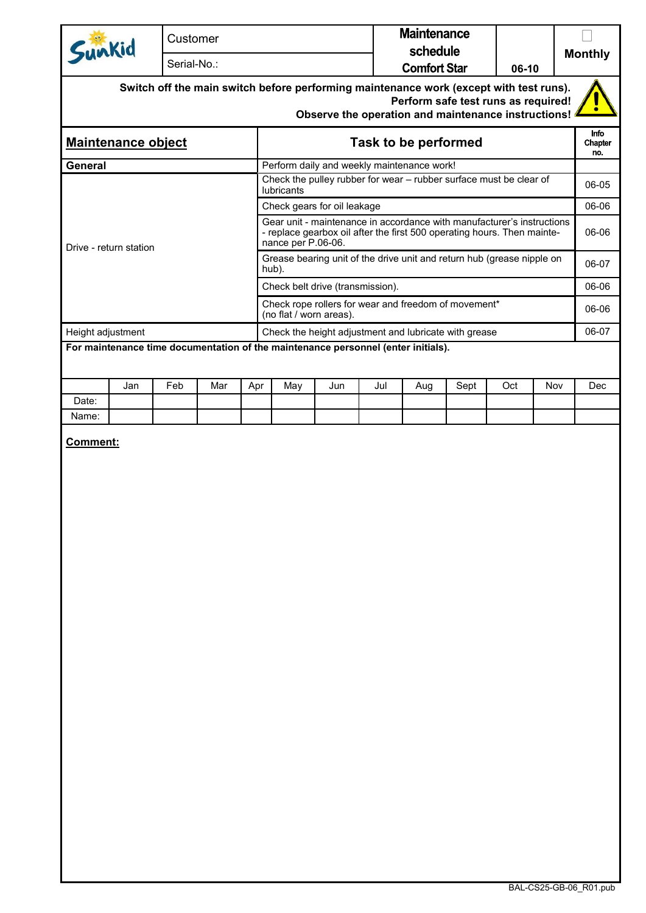| Sunkid | Customer | Maintenance schedule Comfort Star | | Monthly |
|---|---|---|---|---|
| | Serial-No.: | | 06-10 | |

**Switch off the main switch before performing maintenance work (except with test runs).**
**Perform safe test runs as required!**
**Observe the operation and maintenance instructions!**

| Maintenance object | Task to be performed | Info Chapter no. |
|---|---|---|
| **General** | Perform daily and weekly maintenance work! | |
| Drive - return station | Check the pulley rubber for wear – rubber surface must be clear of lubricants | 06-05 |
| | Check gears for oil leakage | 06-06 |
| | Gear unit - maintenance in accordance with manufacturer's instructions - replace gearbox oil after the first 500 operating hours. Then maintenance per P.06-06. | 06-06 |
| | Grease bearing unit of the drive unit and return hub (grease nipple on hub). | 06-07 |
| | Check belt drive (transmission). | 06-06 |
| | Check rope rollers for wear and freedom of movement* (no flat / worn areas). | 06-06 |
| Height adjustment | Check the height adjustment and lubricate with grease | 06-07 |

**For maintenance time documentation of the maintenance personnel (enter initials).**

| | Jan | Feb | Mar | Apr | May | Jun | Jul | Aug | Sept | Oct | Nov | Dec |
|---|---|---|---|---|---|---|---|---|---|---|---|---|
| Date: | | | | | | | | | | | | |
| Name: | | | | | | | | | | | | |

**Comment:**

BAL-CS25-GB-06_R01.pub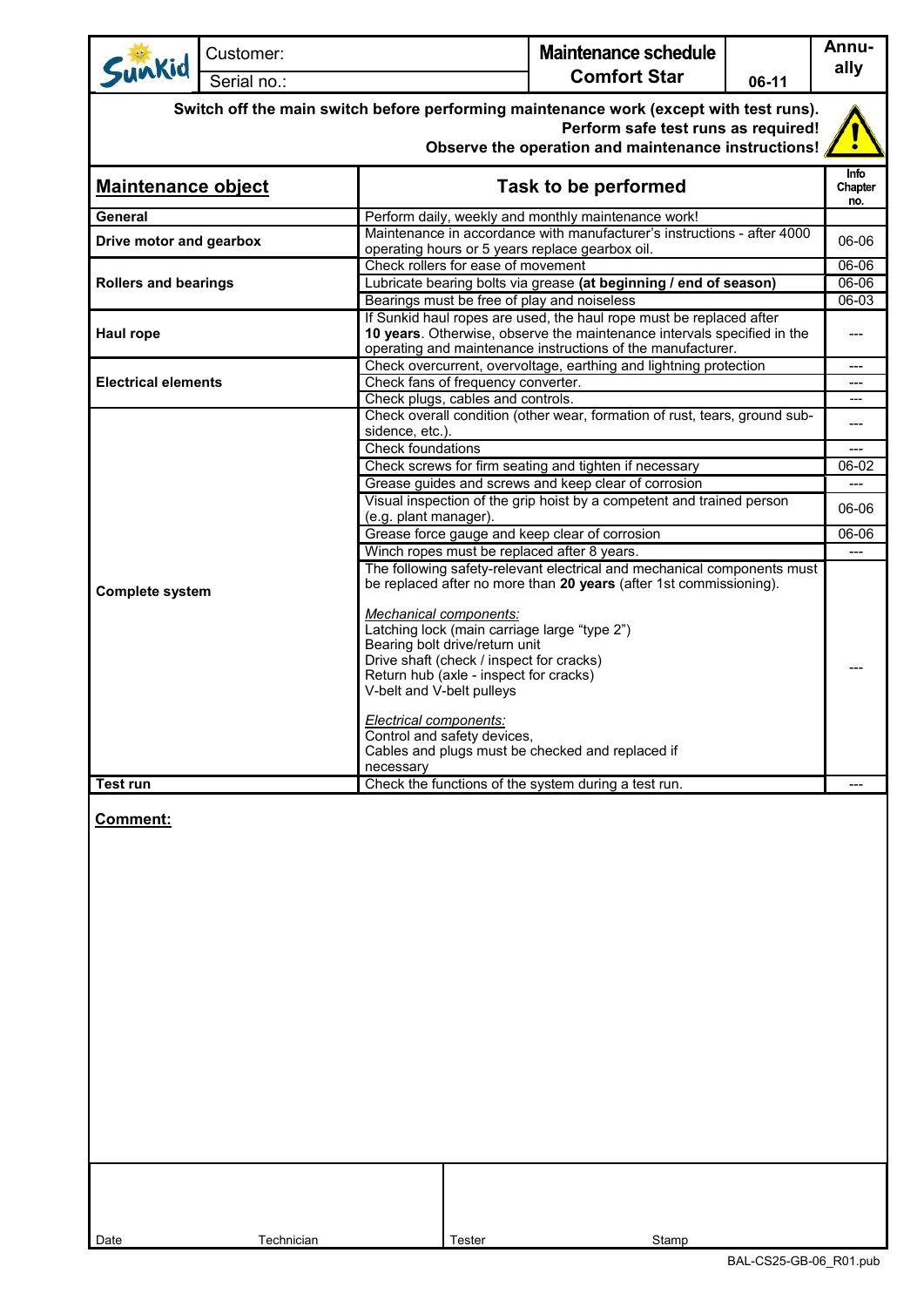| Sunkid | Customer: | Maintenance schedule | | Annu- ally |
|---|---|---|---|---|
| | Serial no.: | Comfort Star | 06-11 | |

**Switch off the main switch before performing maintenance work (except with test runs). Perform safe test runs as required! Observe the operation and maintenance instructions!**

| Maintenance object | Task to be performed | Info Chapter no. |
|---|---|---|
| **General** | Perform daily, weekly and monthly maintenance work! | |
| **Drive motor and gearbox** | Maintenance in accordance with manufacturer's instructions - after 4000 operating hours or 5 years replace gearbox oil. | 06-06 |
| **Rollers and bearings** | Check rollers for ease of movement | 06-06 |
| | Lubricate bearing bolts via grease **(at beginning / end of season)** | 06-06 |
| | Bearings must be free of play and noiseless | 06-03 |
| **Haul rope** | If Sunkid haul ropes are used, the haul rope must be replaced after **10 years**. Otherwise, observe the maintenance intervals specified in the operating and maintenance instructions of the manufacturer. | --- |
| **Electrical elements** | Check overcurrent, overvoltage, earthing and lightning protection | --- |
| | Check fans of frequency converter. | --- |
| | Check plugs, cables and controls. | --- |
| **Complete system** | Check overall condition (other wear, formation of rust, tears, ground subsidence, etc.). | --- |
| | Check foundations | --- |
| | Check screws for firm seating and tighten if necessary | 06-02 |
| | Grease guides and screws and keep clear of corrosion | --- |
| | Visual inspection of the grip hoist by a competent and trained person (e.g. plant manager). | 06-06 |
| | Grease force gauge and keep clear of corrosion | 06-06 |
| | Winch ropes must be replaced after 8 years. | --- |
| | The following safety-relevant electrical and mechanical components must be replaced after no more than **20 years** (after 1st commissioning).<br><br>*Mechanical components:*<br>Latching lock (main carriage large "type 2")<br>Bearing bolt drive/return unit<br>Drive shaft (check / inspect for cracks)<br>Return hub (axle - inspect for cracks)<br>V-belt and V-belt pulleys<br><br>*Electrical components:*<br>Control and safety devices,<br>Cables and plugs must be checked and replaced if necessary | --- |
| **Test run** | Check the functions of the system during a test run. | --- |

**Comment:**

| Date | Technician | Tester | Stamp |
|---|---|---|---|

BAL-CS25-GB-06_R01.pub